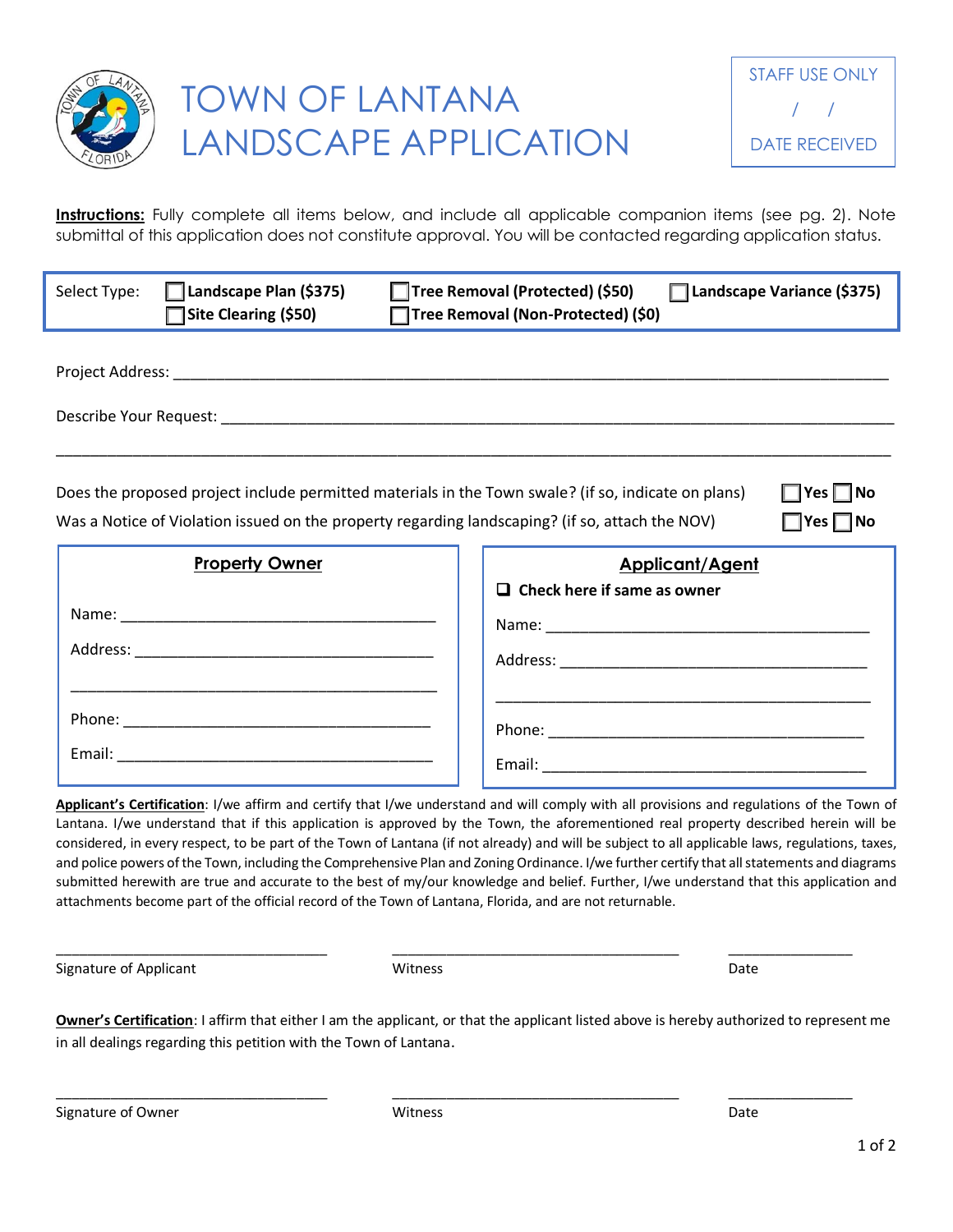# TOWN OF LANTANA LANDSCAPE APPLICATION

STAFF USE ONLY

/ /

DATE RECEIVED

**Instructions:** Fully complete all items below, and include all applicable companion items (see pg. 2). Note submittal of this application does not constitute approval. You will be contacted regarding application status.

Select Type:
- ☐ **Landscape Plan ($375)**
- ☐ **Site Clearing ($50)**
- ☐ **Tree Removal (Protected) ($50)**
- ☐ **Tree Removal (Non-Protected) ($0)**
- ☐ **Landscape Variance ($375)**

Project Address: ______________________________________________

Describe Your Request: ______________________________________________

______________________________________________

Does the proposed project include permitted materials in the Town swale? (if so, indicate on plans) ☐ **Yes** ☐ **No**

Was a Notice of Violation issued on the property regarding landscaping? (if so, attach the NOV) ☐ **Yes** ☐ **No**

**Property Owner**

Name: ______________________________

Address: ______________________________

______________________________

Phone: ______________________________

Email: ______________________________

**Applicant/Agent**

☐ **Check here if same as owner**

Name: ______________________________

Address: ______________________________

______________________________

Phone: ______________________________

Email: ______________________________

**Applicant's Certification**: I/we affirm and certify that I/we understand and will comply with all provisions and regulations of the Town of Lantana. I/we understand that if this application is approved by the Town, the aforementioned real property described herein will be considered, in every respect, to be part of the Town of Lantana (if not already) and will be subject to all applicable laws, regulations, taxes, and police powers of the Town, including the Comprehensive Plan and Zoning Ordinance. I/we further certify that all statements and diagrams submitted herewith are true and accurate to the best of my/our knowledge and belief. Further, I/we understand that this application and attachments become part of the official record of the Town of Lantana, Florida, and are not returnable.

______________________ ______________________ ____________

Signature of Applicant Witness Date

**Owner's Certification**: I affirm that either I am the applicant, or that the applicant listed above is hereby authorized to represent me in all dealings regarding this petition with the Town of Lantana.

______________________ ______________________ ____________

Signature of Owner Witness Date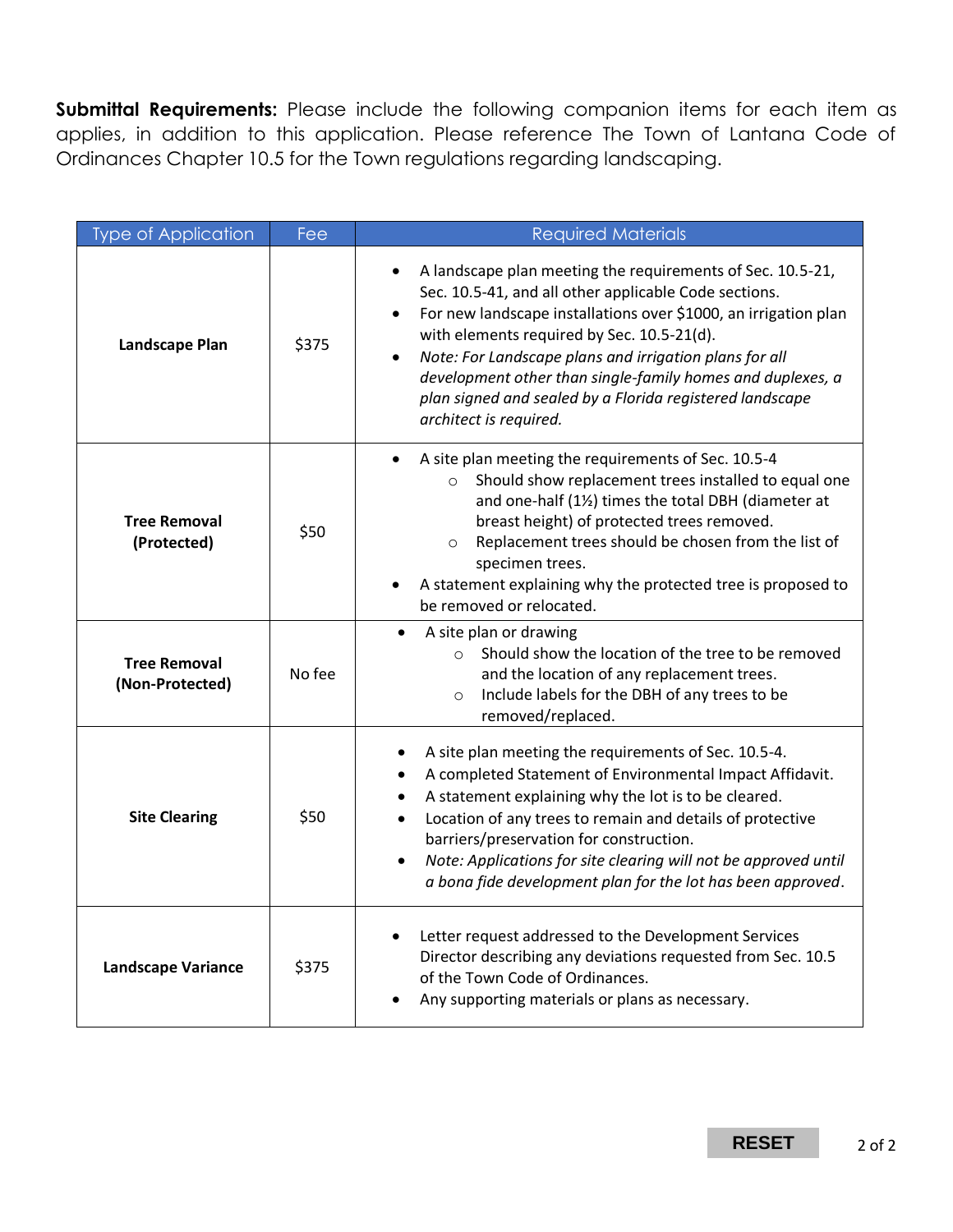**Submittal Requirements:** Please include the following companion items for each item as applies, in addition to this application. Please reference The Town of Lantana Code of Ordinances Chapter 10.5 for the Town regulations regarding landscaping.

| Type of Application | Fee | Required Materials |
|---|---|---|
| **Landscape Plan** | $375 | • A landscape plan meeting the requirements of Sec. 10.5-21, Sec. 10.5-41, and all other applicable Code sections.<br>• For new landscape installations over $1000, an irrigation plan with elements required by Sec. 10.5-21(d).<br>• *Note: For Landscape plans and irrigation plans for all development other than single-family homes and duplexes, a plan signed and sealed by a Florida registered landscape architect is required.* |
| **Tree Removal (Protected)** | $50 | • A site plan meeting the requirements of Sec. 10.5-4<br>  ○ Should show replacement trees installed to equal one and one-half (1½) times the total DBH (diameter at breast height) of protected trees removed.<br>  ○ Replacement trees should be chosen from the list of specimen trees.<br>• A statement explaining why the protected tree is proposed to be removed or relocated. |
| **Tree Removal (Non-Protected)** | No fee | • A site plan or drawing<br>  ○ Should show the location of the tree to be removed and the location of any replacement trees.<br>  ○ Include labels for the DBH of any trees to be removed/replaced. |
| **Site Clearing** | $50 | • A site plan meeting the requirements of Sec. 10.5-4.<br>• A completed Statement of Environmental Impact Affidavit.<br>• A statement explaining why the lot is to be cleared.<br>• Location of any trees to remain and details of protective barriers/preservation for construction.<br>• *Note: Applications for site clearing will not be approved until a bona fide development plan for the lot has been approved*. |
| **Landscape Variance** | $375 | • Letter request addressed to the Development Services Director describing any deviations requested from Sec. 10.5 of the Town Code of Ordinances.<br>• Any supporting materials or plans as necessary. |

RESET